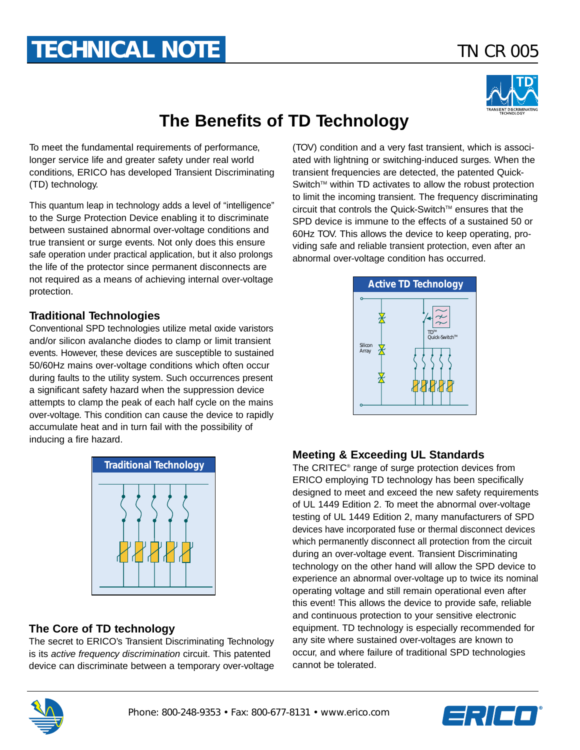# TECHNICAL NOTE

TN CR 005

# The Benefits of TD Technology

To meet the fundamental requirements of performance, longer service life and greater safety under real world conditions, ERICO has developed Transient Discriminating (TD) technology.

This quantum leap in technology adds a level of "intelligence" to the Surge Protection Device enabling it to discriminate between sustained abnormal over-voltage conditions and true transient or surge events. Not only does this ensure safe operation under practical application, but it also prolongs the life of the protector since permanent disconnects are not required as a means of achieving internal over-voltage protection.

## Traditional Technologies

Conventional SPD technologies utilize metal oxide varistors and/or silicon avalanche diodes to clamp or limit transient events. However, these devices are susceptible to sustained 50/60Hz mains over-voltage conditions which often occur during faults to the utility system. Such occurrences present a significant safety hazard when the suppression device attempts to clamp the peak of each half cycle on the mains over-voltage. This condition can cause the device to rapidly accumulate heat and in turn fail with the possibility of inducing a fire hazard.

Traditional Technology

## The Core of TD technology

The secret to ERICO's Transient Discriminating Technology is its *active frequency discrimination* circuit. This patented device can discriminate between a temporary over-voltage (TOV) condition and a very fast transient, which is associated with lightning or switching-induced surges. When the transient frequencies are detected, the patented Quick-Switch™ within TD activates to allow the robust protection to limit the incoming transient. The frequency discriminating circuit that controls the Quick-Switch™ ensures that the SPD device is immune to the effects of a sustained 50 or 60Hz TOV. This allows the device to keep operating, providing safe and reliable transient protection, even after an abnormal over-voltage condition has occurred.

Active TD Technology

## Meeting & Exceeding UL Standards

The CRITEC® range of surge protection devices from ERICO employing TD technology has been specifically designed to meet and exceed the new safety requirements of UL 1449 Edition 2. To meet the abnormal over-voltage testing of UL 1449 Edition 2, many manufacturers of SPD devices have incorporated fuse or thermal disconnect devices which permanently disconnect all protection from the circuit during an over-voltage event. Transient Discriminating technology on the other hand will allow the SPD device to experience an abnormal over-voltage up to twice its nominal operating voltage and still remain operational even after this event! This allows the device to provide safe, reliable and continuous protection to your sensitive electronic equipment. TD technology is especially recommended for any site where sustained over-voltages are known to occur, and where failure of traditional SPD technologies cannot be tolerated.

Phone: 800-248-9353 • Fax: 800-677-8131 • www.erico.com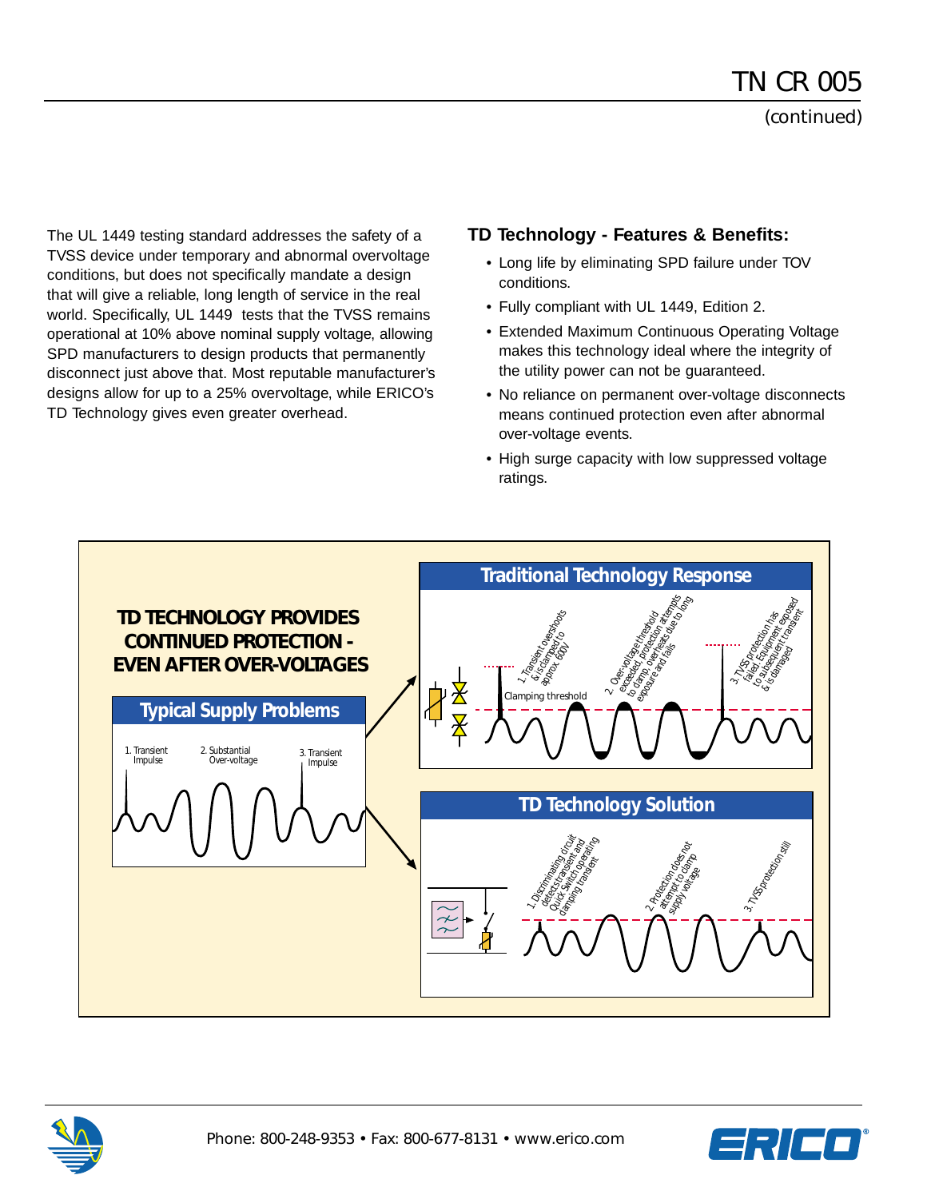The UL 1449 testing standard addresses the safety of a TVSS device under temporary and abnormal overvoltage conditions, but does not specifically mandate a design that will give a reliable, long length of service in the real world. Specifically, UL 1449 tests that the TVSS remains operational at 10% above nominal supply voltage, allowing SPD manufacturers to design products that permanently disconnect just above that. Most reputable manufacturer's designs allow for up to a 25% overvoltage, while ERICO's TD Technology gives even greater overhead.

## TD Technology - Features & Benefits:

- Long life by eliminating SPD failure under TOV conditions.
- Fully compliant with UL 1449, Edition 2.
- Extended Maximum Continuous Operating Voltage makes this technology ideal where the integrity of the utility power can not be guaranteed.
- No reliance on permanent over-voltage disconnects means continued protection even after abnormal over-voltage events.
- High surge capacity with low suppressed voltage ratings.

**TD TECHNOLOGY PROVIDES CONTINUED PROTECTION - EVEN AFTER OVER-VOLTAGES**

**Typical Supply Problems**

1. Transient Impulse
2. Substantial Over-voltage
3. Transient Impulse

**Traditional Technology Response**

Clamping threshold

1. Transient overshoots & is clamped to approx. 600V
2. Over-voltage threshold exceeded, protection attempts to clamp, overheats due to long exposure and fails
3. TVSS protection has failed. Equipment exposed to subsequent transient & is damaged

**TD Technology Solution**

1. Discriminating circuit detects transient and Quick Switch operating clamping transient
2. Protection does not attempt to clamp supply voltage
3. TVSS protection still